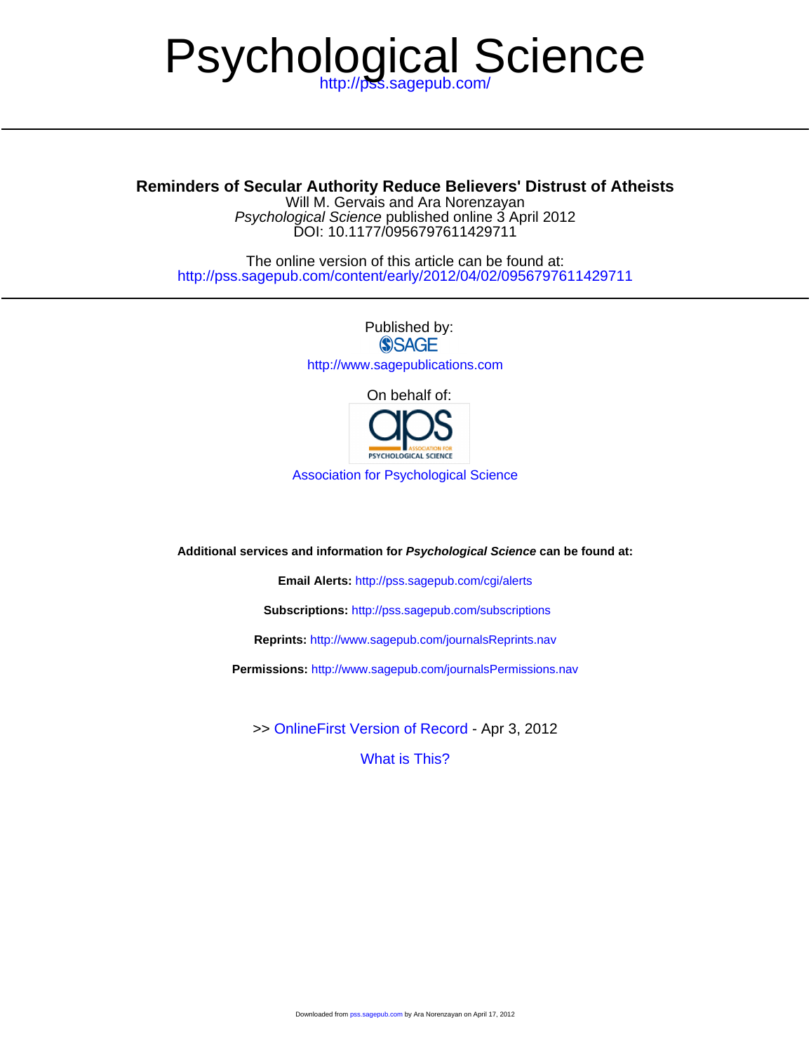# Psychological Science

http://pss.sagepub.com/

---

**Reminders of Secular Authority Reduce Believers' Distrust of Atheists**

Will M. Gervais and Ara Norenzayan

*Psychological Science* published online 3 April 2012

DOI: 10.1177/0956797611429711

The online version of this article can be found at:

http://pss.sagepub.com/content/early/2012/04/02/0956797611429711

---

Published by:

SAGE

http://www.sagepublications.com

On behalf of:

Association for Psychological Science

**Additional services and information for *Psychological Science* can be found at:**

**Email Alerts:** http://pss.sagepub.com/cgi/alerts

**Subscriptions:** http://pss.sagepub.com/subscriptions

**Reprints:** http://www.sagepub.com/journalsReprints.nav

**Permissions:** http://www.sagepub.com/journalsPermissions.nav

>> OnlineFirst Version of Record - Apr 3, 2012

What is This?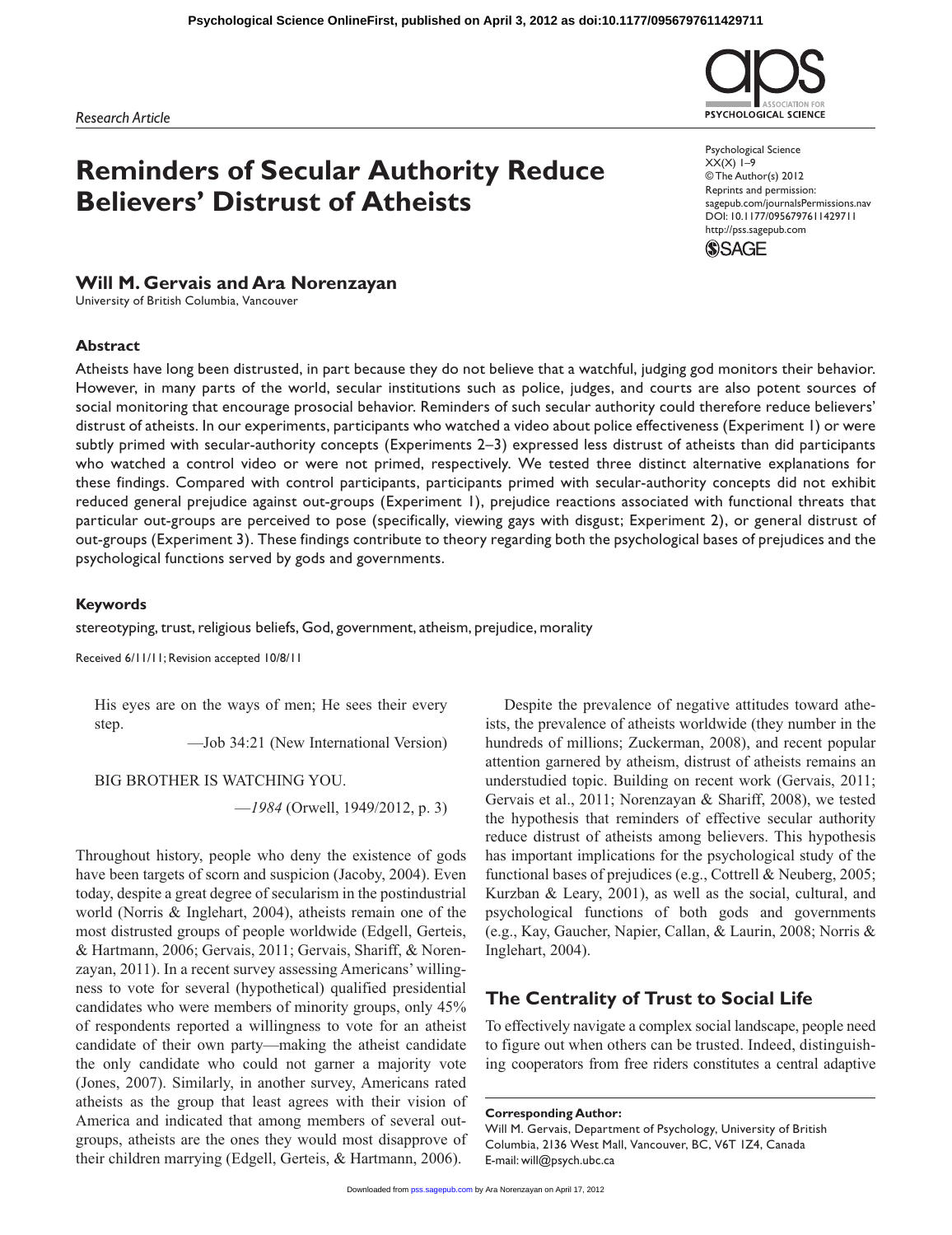# Reminders of Secular Authority Reduce Believers' Distrust of Atheists

**Will M. Gervais and Ara Norenzayan**

University of British Columbia, Vancouver

Psychological Science
XX(X) 1–9
© The Author(s) 2012
Reprints and permission: sagepub.com/journalsPermissions.nav
DOI: 10.1177/0956797611429711
http://pss.sagepub.com

## Abstract

Atheists have long been distrusted, in part because they do not believe that a watchful, judging god monitors their behavior. However, in many parts of the world, secular institutions such as police, judges, and courts are also potent sources of social monitoring that encourage prosocial behavior. Reminders of such secular authority could therefore reduce believers' distrust of atheists. In our experiments, participants who watched a video about police effectiveness (Experiment 1) or were subtly primed with secular-authority concepts (Experiments 2–3) expressed less distrust of atheists than did participants who watched a control video or were not primed, respectively. We tested three distinct alternative explanations for these findings. Compared with control participants, participants primed with secular-authority concepts did not exhibit reduced general prejudice against out-groups (Experiment 1), prejudice reactions associated with functional threats that particular out-groups are perceived to pose (specifically, viewing gays with disgust; Experiment 2), or general distrust of out-groups (Experiment 3). These findings contribute to theory regarding both the psychological bases of prejudices and the psychological functions served by gods and governments.

### Keywords

stereotyping, trust, religious beliefs, God, government, atheism, prejudice, morality

Received 6/11/11; Revision accepted 10/8/11

> His eyes are on the ways of men; He sees their every step.
>
> —Job 34:21 (New International Version)

> BIG BROTHER IS WATCHING YOU.
>
> —*1984* (Orwell, 1949/2012, p. 3)

Throughout history, people who deny the existence of gods have been targets of scorn and suspicion (Jacoby, 2004). Even today, despite a great degree of secularism in the postindustrial world (Norris & Inglehart, 2004), atheists remain one of the most distrusted groups of people worldwide (Edgell, Gerteis, & Hartmann, 2006; Gervais, 2011; Gervais, Shariff, & Norenzayan, 2011). In a recent survey assessing Americans' willingness to vote for several (hypothetical) qualified presidential candidates who were members of minority groups, only 45% of respondents reported a willingness to vote for an atheist candidate of their own party—making the atheist candidate the only candidate who could not garner a majority vote (Jones, 2007). Similarly, in another survey, Americans rated atheists as the group that least agrees with their vision of America and indicated that among members of several out-groups, atheists are the ones they would most disapprove of their children marrying (Edgell, Gerteis, & Hartmann, 2006).

Despite the prevalence of negative attitudes toward atheists, the prevalence of atheists worldwide (they number in the hundreds of millions; Zuckerman, 2008), and recent popular attention garnered by atheism, distrust of atheists remains an understudied topic. Building on recent work (Gervais, 2011; Gervais et al., 2011; Norenzayan & Shariff, 2008), we tested the hypothesis that reminders of effective secular authority reduce distrust of atheists among believers. This hypothesis has important implications for the psychological study of the functional bases of prejudices (e.g., Cottrell & Neuberg, 2005; Kurzban & Leary, 2001), as well as the social, cultural, and psychological functions of both gods and governments (e.g., Kay, Gaucher, Napier, Callan, & Laurin, 2008; Norris & Inglehart, 2004).

## The Centrality of Trust to Social Life

To effectively navigate a complex social landscape, people need to figure out when others can be trusted. Indeed, distinguishing cooperators from free riders constitutes a central adaptive

**Corresponding Author:**
Will M. Gervais, Department of Psychology, University of British Columbia, 2136 West Mall, Vancouver, BC, V6T 1Z4, Canada
E-mail: will@psych.ubc.ca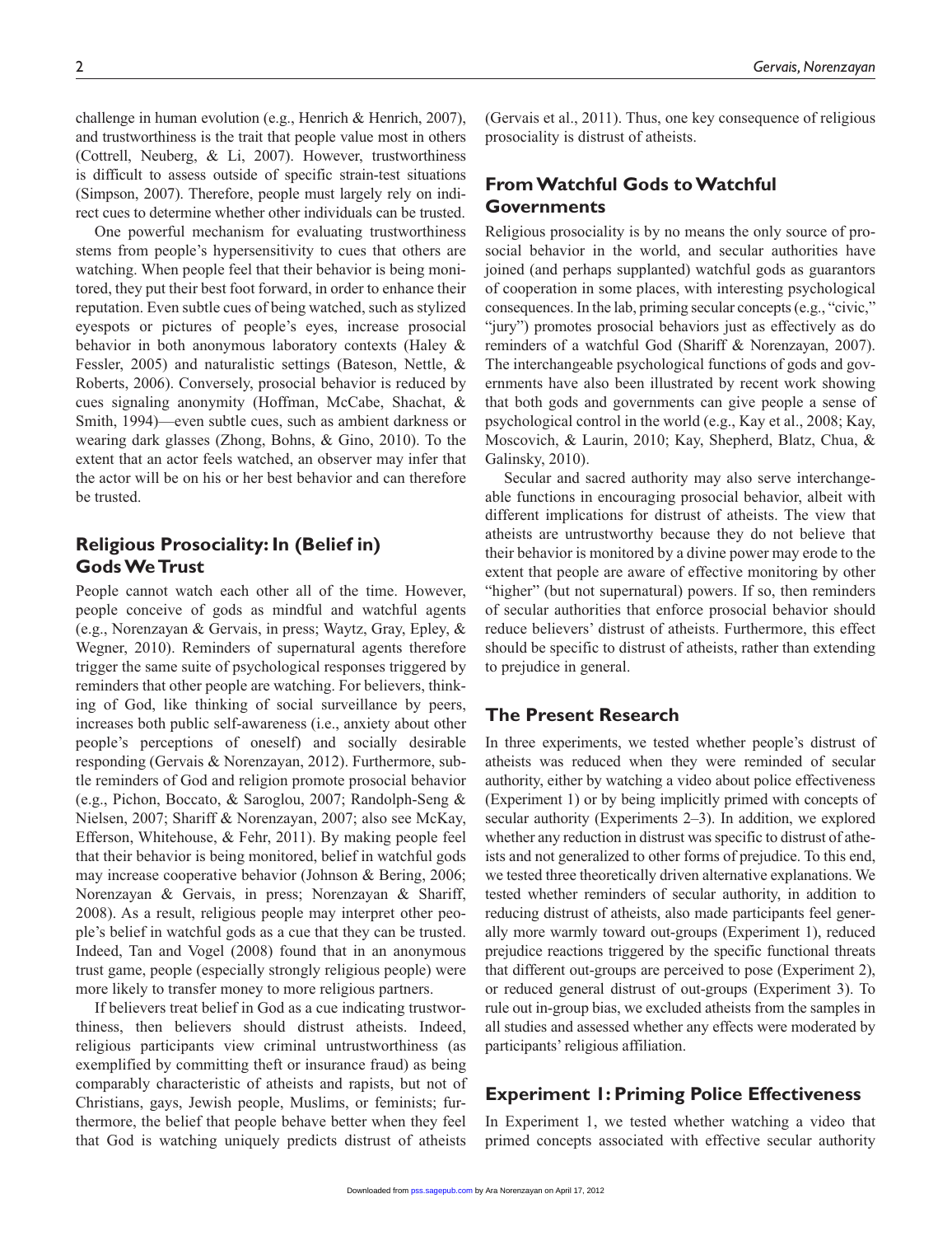challenge in human evolution (e.g., Henrich & Henrich, 2007), and trustworthiness is the trait that people value most in others (Cottrell, Neuberg, & Li, 2007). However, trustworthiness is difficult to assess outside of specific strain-test situations (Simpson, 2007). Therefore, people must largely rely on indirect cues to determine whether other individuals can be trusted.

One powerful mechanism for evaluating trustworthiness stems from people's hypersensitivity to cues that others are watching. When people feel that their behavior is being monitored, they put their best foot forward, in order to enhance their reputation. Even subtle cues of being watched, such as stylized eyespots or pictures of people's eyes, increase prosocial behavior in both anonymous laboratory contexts (Haley & Fessler, 2005) and naturalistic settings (Bateson, Nettle, & Roberts, 2006). Conversely, prosocial behavior is reduced by cues signaling anonymity (Hoffman, McCabe, Shachat, & Smith, 1994)—even subtle cues, such as ambient darkness or wearing dark glasses (Zhong, Bohns, & Gino, 2010). To the extent that an actor feels watched, an observer may infer that the actor will be on his or her best behavior and can therefore be trusted.

## Religious Prosociality: In (Belief in) Gods We Trust

People cannot watch each other all of the time. However, people conceive of gods as mindful and watchful agents (e.g., Norenzayan & Gervais, in press; Waytz, Gray, Epley, & Wegner, 2010). Reminders of supernatural agents therefore trigger the same suite of psychological responses triggered by reminders that other people are watching. For believers, thinking of God, like thinking of social surveillance by peers, increases both public self-awareness (i.e., anxiety about other people's perceptions of oneself) and socially desirable responding (Gervais & Norenzayan, 2012). Furthermore, subtle reminders of God and religion promote prosocial behavior (e.g., Pichon, Boccato, & Saroglou, 2007; Randolph-Seng & Nielsen, 2007; Shariff & Norenzayan, 2007; also see McKay, Efferson, Whitehouse, & Fehr, 2011). By making people feel that their behavior is being monitored, belief in watchful gods may increase cooperative behavior (Johnson & Bering, 2006; Norenzayan & Gervais, in press; Norenzayan & Shariff, 2008). As a result, religious people may interpret other people's belief in watchful gods as a cue that they can be trusted. Indeed, Tan and Vogel (2008) found that in an anonymous trust game, people (especially strongly religious people) were more likely to transfer money to more religious partners.

If believers treat belief in God as a cue indicating trustworthiness, then believers should distrust atheists. Indeed, religious participants view criminal untrustworthiness (as exemplified by committing theft or insurance fraud) as being comparably characteristic of atheists and rapists, but not of Christians, gays, Jewish people, Muslims, or feminists; furthermore, the belief that people behave better when they feel that God is watching uniquely predicts distrust of atheists (Gervais et al., 2011). Thus, one key consequence of religious prosociality is distrust of atheists.

## From Watchful Gods to Watchful Governments

Religious prosociality is by no means the only source of prosocial behavior in the world, and secular authorities have joined (and perhaps supplanted) watchful gods as guarantors of cooperation in some places, with interesting psychological consequences. In the lab, priming secular concepts (e.g., "civic," "jury") promotes prosocial behaviors just as effectively as do reminders of a watchful God (Shariff & Norenzayan, 2007). The interchangeable psychological functions of gods and governments have also been illustrated by recent work showing that both gods and governments can give people a sense of psychological control in the world (e.g., Kay et al., 2008; Kay, Moscovich, & Laurin, 2010; Kay, Shepherd, Blatz, Chua, & Galinsky, 2010).

Secular and sacred authority may also serve interchangeable functions in encouraging prosocial behavior, albeit with different implications for distrust of atheists. The view that atheists are untrustworthy because they do not believe that their behavior is monitored by a divine power may erode to the extent that people are aware of effective monitoring by other "higher" (but not supernatural) powers. If so, then reminders of secular authorities that enforce prosocial behavior should reduce believers' distrust of atheists. Furthermore, this effect should be specific to distrust of atheists, rather than extending to prejudice in general.

## The Present Research

In three experiments, we tested whether people's distrust of atheists was reduced when they were reminded of secular authority, either by watching a video about police effectiveness (Experiment 1) or by being implicitly primed with concepts of secular authority (Experiments 2–3). In addition, we explored whether any reduction in distrust was specific to distrust of atheists and not generalized to other forms of prejudice. To this end, we tested three theoretically driven alternative explanations. We tested whether reminders of secular authority, in addition to reducing distrust of atheists, also made participants feel generally more warmly toward out-groups (Experiment 1), reduced prejudice reactions triggered by the specific functional threats that different out-groups are perceived to pose (Experiment 2), or reduced general distrust of out-groups (Experiment 3). To rule out in-group bias, we excluded atheists from the samples in all studies and assessed whether any effects were moderated by participants' religious affiliation.

## Experiment 1: Priming Police Effectiveness

In Experiment 1, we tested whether watching a video that primed concepts associated with effective secular authority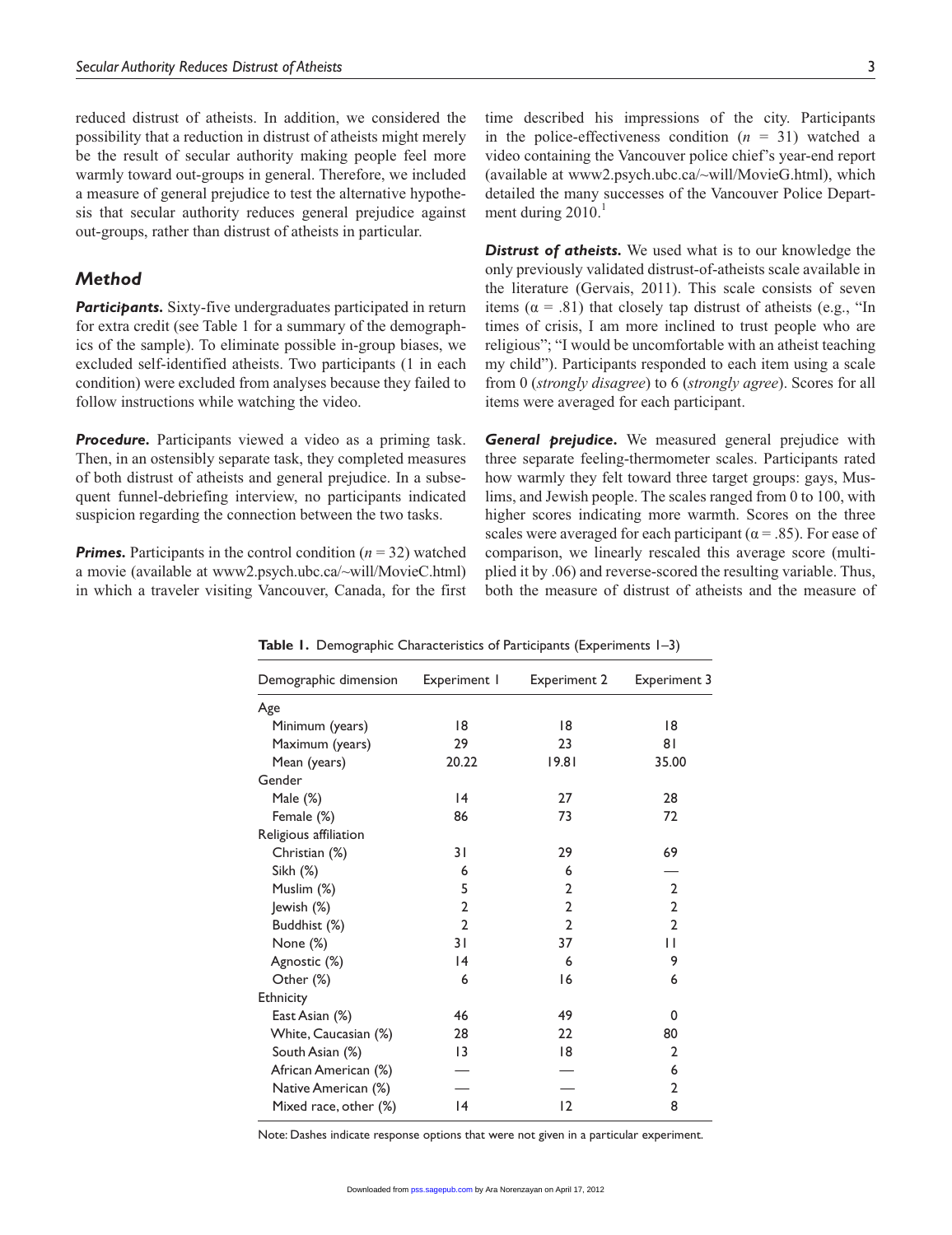reduced distrust of atheists. In addition, we considered the possibility that a reduction in distrust of atheists might merely be the result of secular authority making people feel more warmly toward out-groups in general. Therefore, we included a measure of general prejudice to test the alternative hypothesis that secular authority reduces general prejudice against out-groups, rather than distrust of atheists in particular.

## Method

***Participants.*** Sixty-five undergraduates participated in return for extra credit (see Table 1 for a summary of the demographics of the sample). To eliminate possible in-group biases, we excluded self-identified atheists. Two participants (1 in each condition) were excluded from analyses because they failed to follow instructions while watching the video.

***Procedure.*** Participants viewed a video as a priming task. Then, in an ostensibly separate task, they completed measures of both distrust of atheists and general prejudice. In a subsequent funnel-debriefing interview, no participants indicated suspicion regarding the connection between the two tasks.

***Primes.*** Participants in the control condition ($n$ = 32) watched a movie (available at www2.psych.ubc.ca/~will/MovieC.html) in which a traveler visiting Vancouver, Canada, for the first time described his impressions of the city. Participants in the police-effectiveness condition ($n$ = 31) watched a video containing the Vancouver police chief's year-end report (available at www2.psych.ubc.ca/~will/MovieG.html), which detailed the many successes of the Vancouver Police Department during 2010.[1]

***Distrust of atheists.*** We used what is to our knowledge the only previously validated distrust-of-atheists scale available in the literature (Gervais, 2011). This scale consists of seven items ($\alpha$ = .81) that closely tap distrust of atheists (e.g., "In times of crisis, I am more inclined to trust people who are religious"; "I would be uncomfortable with an atheist teaching my child"). Participants responded to each item using a scale from 0 (*strongly disagree*) to 6 (*strongly agree*). Scores for all items were averaged for each participant.

***General prejudice.*** We measured general prejudice with three separate feeling-thermometer scales. Participants rated how warmly they felt toward three target groups: gays, Muslims, and Jewish people. The scales ranged from 0 to 100, with higher scores indicating more warmth. Scores on the three scales were averaged for each participant ($\alpha$ = .85). For ease of comparison, we linearly rescaled this average score (multiplied it by .06) and reverse-scored the resulting variable. Thus, both the measure of distrust of atheists and the measure of

**Table 1.** Demographic Characteristics of Participants (Experiments 1–3)

| Demographic dimension | Experiment 1 | Experiment 2 | Experiment 3 |
|---|---|---|---|
| Age | | | |
| Minimum (years) | 18 | 18 | 18 |
| Maximum (years) | 29 | 23 | 81 |
| Mean (years) | 20.22 | 19.81 | 35.00 |
| Gender | | | |
| Male (%) | 14 | 27 | 28 |
| Female (%) | 86 | 73 | 72 |
| Religious affiliation | | | |
| Christian (%) | 31 | 29 | 69 |
| Sikh (%) | 6 | 6 | — |
| Muslim (%) | 5 | 2 | 2 |
| Jewish (%) | 2 | 2 | 2 |
| Buddhist (%) | 2 | 2 | 2 |
| None (%) | 31 | 37 | 11 |
| Agnostic (%) | 14 | 6 | 9 |
| Other (%) | 6 | 16 | 6 |
| Ethnicity | | | |
| East Asian (%) | 46 | 49 | 0 |
| White, Caucasian (%) | 28 | 22 | 80 |
| South Asian (%) | 13 | 18 | 2 |
| African American (%) | — | — | 6 |
| Native American (%) | — | — | 2 |
| Mixed race, other (%) | 14 | 12 | 8 |

Note: Dashes indicate response options that were not given in a particular experiment.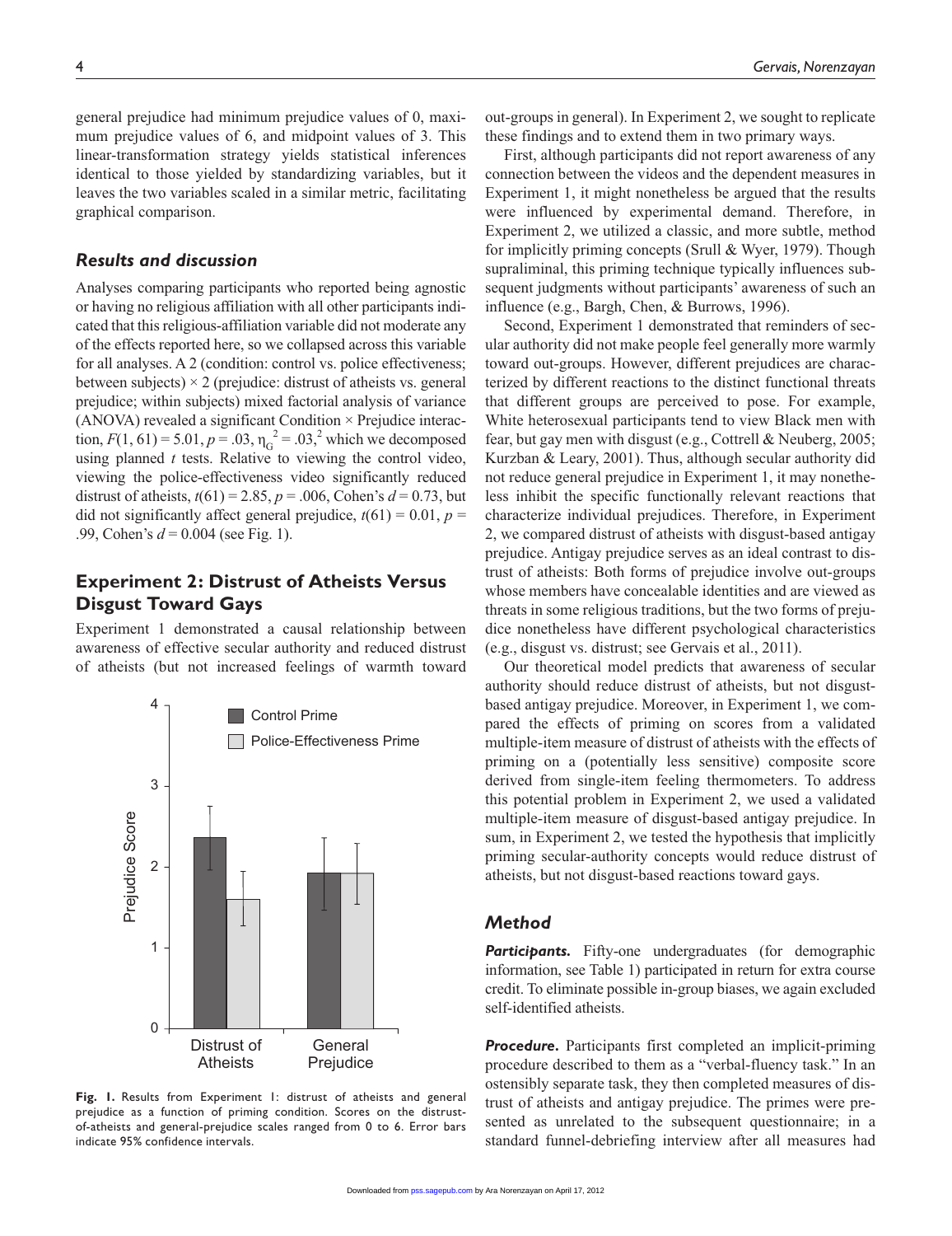general prejudice had minimum prejudice values of 0, maximum prejudice values of 6, and midpoint values of 3. This linear-transformation strategy yields statistical inferences identical to those yielded by standardizing variables, but it leaves the two variables scaled in a similar metric, facilitating graphical comparison.

### Results and discussion

Analyses comparing participants who reported being agnostic or having no religious affiliation with all other participants indicated that this religious-affiliation variable did not moderate any of the effects reported here, so we collapsed across this variable for all analyses. A 2 (condition: control vs. police effectiveness; between subjects) × 2 (prejudice: distrust of atheists vs. general prejudice; within subjects) mixed factorial analysis of variance (ANOVA) revealed a significant Condition × Prejudice interaction, $F(1, 61) = 5.01$, $p = .03$, $\eta_G^2 = .03$,[2] which we decomposed using planned *t* tests. Relative to viewing the control video, viewing the police-effectiveness video significantly reduced distrust of atheists, $t(61) = 2.85$, $p = .006$, Cohen's $d = 0.73$, but did not significantly affect general prejudice, $t(61) = 0.01$, $p = .99$, Cohen's $d = 0.004$ (see Fig. 1).

**Fig. 1.** Results from Experiment 1: distrust of atheists and general prejudice as a function of priming condition. Scores on the distrust-of-atheists and general-prejudice scales ranged from 0 to 6. Error bars indicate 95% confidence intervals.

## Experiment 2: Distrust of Atheists Versus Disgust Toward Gays

Experiment 1 demonstrated a causal relationship between awareness of effective secular authority and reduced distrust of atheists (but not increased feelings of warmth toward out-groups in general). In Experiment 2, we sought to replicate these findings and to extend them in two primary ways.

First, although participants did not report awareness of any connection between the videos and the dependent measures in Experiment 1, it might nonetheless be argued that the results were influenced by experimental demand. Therefore, in Experiment 2, we utilized a classic, and more subtle, method for implicitly priming concepts (Srull & Wyer, 1979). Though supraliminal, this priming technique typically influences subsequent judgments without participants' awareness of such an influence (e.g., Bargh, Chen, & Burrows, 1996).

Second, Experiment 1 demonstrated that reminders of secular authority did not make people feel generally more warmly toward out-groups. However, different prejudices are characterized by different reactions to the distinct functional threats that different groups are perceived to pose. For example, White heterosexual participants tend to view Black men with fear, but gay men with disgust (e.g., Cottrell & Neuberg, 2005; Kurzban & Leary, 2001). Thus, although secular authority did not reduce general prejudice in Experiment 1, it may nonetheless inhibit the specific functionally relevant reactions that characterize individual prejudices. Therefore, in Experiment 2, we compared distrust of atheists with disgust-based antigay prejudice. Antigay prejudice serves as an ideal contrast to distrust of atheists: Both forms of prejudice involve out-groups whose members have concealable identities and are viewed as threats in some religious traditions, but the two forms of prejudice nonetheless have different psychological characteristics (e.g., disgust vs. distrust; see Gervais et al., 2011).

Our theoretical model predicts that awareness of secular authority should reduce distrust of atheists, but not disgust-based antigay prejudice. Moreover, in Experiment 1, we compared the effects of priming on scores from a validated multiple-item measure of distrust of atheists with the effects of priming on a (potentially less sensitive) composite score derived from single-item feeling thermometers. To address this potential problem in Experiment 2, we used a validated multiple-item measure of disgust-based antigay prejudice. In sum, in Experiment 2, we tested the hypothesis that implicitly priming secular-authority concepts would reduce distrust of atheists, but not disgust-based reactions toward gays.

### Method

***Participants.*** Fifty-one undergraduates (for demographic information, see Table 1) participated in return for extra course credit. To eliminate possible in-group biases, we again excluded self-identified atheists.

***Procedure.*** Participants first completed an implicit-priming procedure described to them as a "verbal-fluency task." In an ostensibly separate task, they then completed measures of distrust of atheists and antigay prejudice. The primes were presented as unrelated to the subsequent questionnaire; in a standard funnel-debriefing interview after all measures had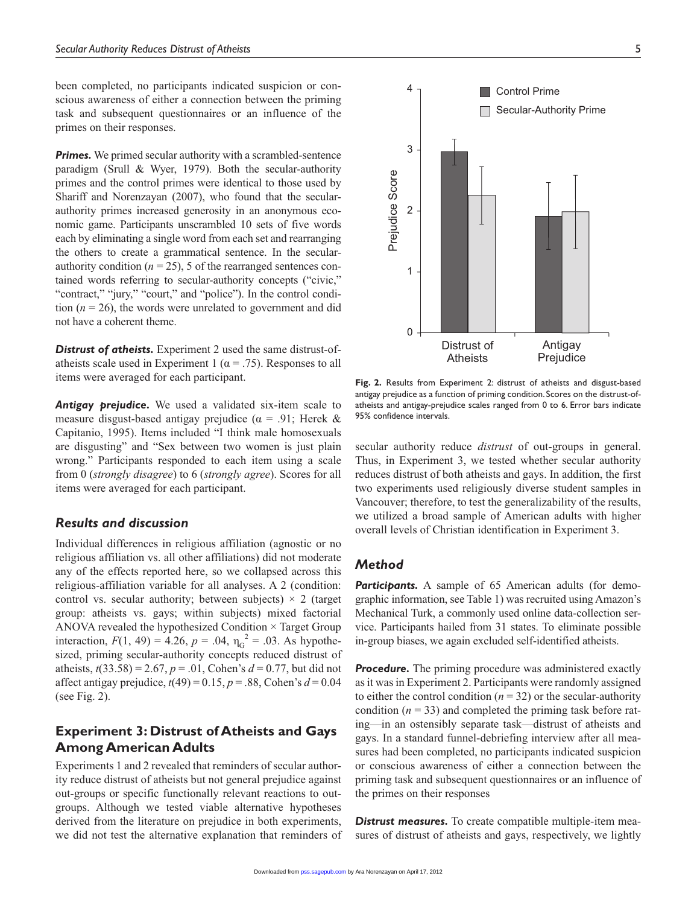been completed, no participants indicated suspicion or conscious awareness of either a connection between the priming task and subsequent questionnaires or an influence of the primes on their responses.

***Primes.*** We primed secular authority with a scrambled-sentence paradigm (Srull & Wyer, 1979). Both the secular-authority primes and the control primes were identical to those used by Shariff and Norenzayan (2007), who found that the secular-authority primes increased generosity in an anonymous economic game. Participants unscrambled 10 sets of five words each by eliminating a single word from each set and rearranging the others to create a grammatical sentence. In the secular-authority condition ($n = 25$), 5 of the rearranged sentences contained words referring to secular-authority concepts ("civic," "contract," "jury," "court," and "police"). In the control condition ($n = 26$), the words were unrelated to government and did not have a coherent theme.

***Distrust of atheists.*** Experiment 2 used the same distrust-of-atheists scale used in Experiment 1 ($\alpha = .75$). Responses to all items were averaged for each participant.

***Antigay prejudice.*** We used a validated six-item scale to measure disgust-based antigay prejudice ($\alpha = .91$; Herek & Capitanio, 1995). Items included "I think male homosexuals are disgusting" and "Sex between two women is just plain wrong." Participants responded to each item using a scale from 0 (*strongly disagree*) to 6 (*strongly agree*). Scores for all items were averaged for each participant.

### Results and discussion

Individual differences in religious affiliation (agnostic or no religious affiliation vs. all other affiliations) did not moderate any of the effects reported here, so we collapsed across this religious-affiliation variable for all analyses. A 2 (condition: control vs. secular authority; between subjects) × 2 (target group: atheists vs. gays; within subjects) mixed factorial ANOVA revealed the hypothesized Condition × Target Group interaction, $F(1, 49) = 4.26$, $p = .04$, $\eta_G^2 = .03$. As hypothesized, priming secular-authority concepts reduced distrust of atheists, $t(33.58) = 2.67$, $p = .01$, Cohen's $d = 0.77$, but did not affect antigay prejudice, $t(49) = 0.15$, $p = .88$, Cohen's $d = 0.04$ (see Fig. 2).

**Fig. 2.** Results from Experiment 2: distrust of atheists and disgust-based antigay prejudice as a function of priming condition. Scores on the distrust-of-atheists and antigay-prejudice scales ranged from 0 to 6. Error bars indicate 95% confidence intervals.

## Experiment 3: Distrust of Atheists and Gays Among American Adults

Experiments 1 and 2 revealed that reminders of secular authority reduce distrust of atheists but not general prejudice against out-groups or specific functionally relevant reactions to out-groups. Although we tested viable alternative hypotheses derived from the literature on prejudice in both experiments, we did not test the alternative explanation that reminders of secular authority reduce *distrust* of out-groups in general. Thus, in Experiment 3, we tested whether secular authority reduces distrust of both atheists and gays. In addition, the first two experiments used religiously diverse student samples in Vancouver; therefore, to test the generalizability of the results, we utilized a broad sample of American adults with higher overall levels of Christian identification in Experiment 3.

### Method

***Participants.*** A sample of 65 American adults (for demographic information, see Table 1) was recruited using Amazon's Mechanical Turk, a commonly used online data-collection service. Participants hailed from 31 states. To eliminate possible in-group biases, we again excluded self-identified atheists.

***Procedure.*** The priming procedure was administered exactly as it was in Experiment 2. Participants were randomly assigned to either the control condition ($n = 32$) or the secular-authority condition ($n = 33$) and completed the priming task before rating—in an ostensibly separate task—distrust of atheists and gays. In a standard funnel-debriefing interview after all measures had been completed, no participants indicated suspicion or conscious awareness of either a connection between the priming task and subsequent questionnaires or an influence of the primes on their responses

***Distrust measures.*** To create compatible multiple-item measures of distrust of atheists and gays, respectively, we lightly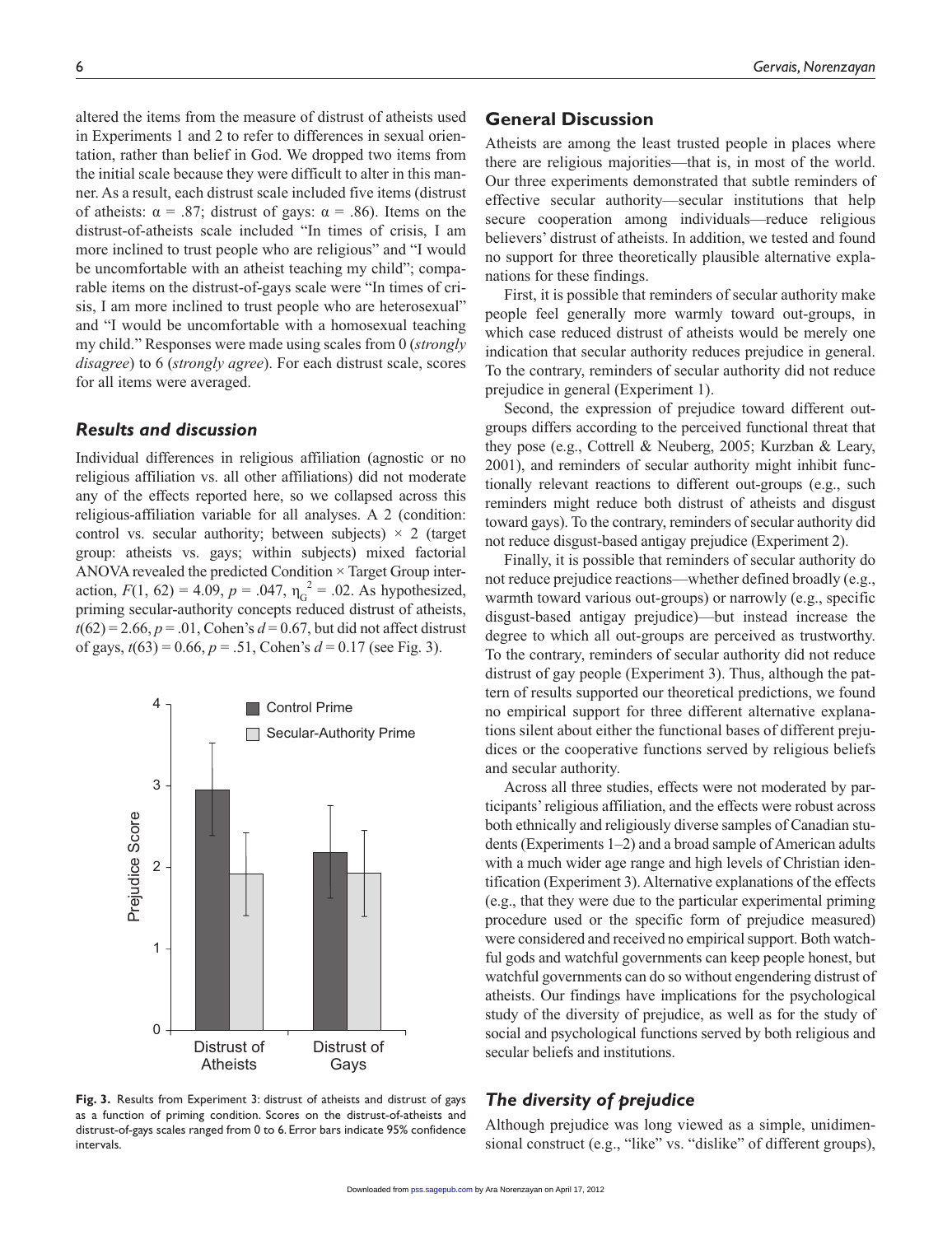altered the items from the measure of distrust of atheists used in Experiments 1 and 2 to refer to differences in sexual orientation, rather than belief in God. We dropped two items from the initial scale because they were difficult to alter in this manner. As a result, each distrust scale included five items (distrust of atheists: $\alpha = .87$; distrust of gays: $\alpha = .86$). Items on the distrust-of-atheists scale included "In times of crisis, I am more inclined to trust people who are religious" and "I would be uncomfortable with an atheist teaching my child"; comparable items on the distrust-of-gays scale were "In times of crisis, I am more inclined to trust people who are heterosexual" and "I would be uncomfortable with a homosexual teaching my child." Responses were made using scales from 0 (*strongly disagree*) to 6 (*strongly agree*). For each distrust scale, scores for all items were averaged.

### Results and discussion

Individual differences in religious affiliation (agnostic or no religious affiliation vs. all other affiliations) did not moderate any of the effects reported here, so we collapsed across this religious-affiliation variable for all analyses. A 2 (condition: control vs. secular authority; between subjects) × 2 (target group: atheists vs. gays; within subjects) mixed factorial ANOVA revealed the predicted Condition × Target Group interaction, $F(1, 62) = 4.09$, $p = .047$, $\eta_G^2 = .02$. As hypothesized, priming secular-authority concepts reduced distrust of atheists, $t(62) = 2.66$, $p = .01$, Cohen's $d = 0.67$, but did not affect distrust of gays, $t(63) = 0.66$, $p = .51$, Cohen's $d = 0.17$ (see Fig. 3).

**Fig. 3.** Results from Experiment 3: distrust of atheists and distrust of gays as a function of priming condition. Scores on the distrust-of-atheists and distrust-of-gays scales ranged from 0 to 6. Error bars indicate 95% confidence intervals.

## General Discussion

Atheists are among the least trusted people in places where there are religious majorities—that is, in most of the world. Our three experiments demonstrated that subtle reminders of effective secular authority—secular institutions that help secure cooperation among individuals—reduce religious believers' distrust of atheists. In addition, we tested and found no support for three theoretically plausible alternative explanations for these findings.

First, it is possible that reminders of secular authority make people feel generally more warmly toward out-groups, in which case reduced distrust of atheists would be merely one indication that secular authority reduces prejudice in general. To the contrary, reminders of secular authority did not reduce prejudice in general (Experiment 1).

Second, the expression of prejudice toward different out-groups differs according to the perceived functional threat that they pose (e.g., Cottrell & Neuberg, 2005; Kurzban & Leary, 2001), and reminders of secular authority might inhibit functionally relevant reactions to different out-groups (e.g., such reminders might reduce both distrust of atheists and disgust toward gays). To the contrary, reminders of secular authority did not reduce disgust-based antigay prejudice (Experiment 2).

Finally, it is possible that reminders of secular authority do not reduce prejudice reactions—whether defined broadly (e.g., warmth toward various out-groups) or narrowly (e.g., specific disgust-based antigay prejudice)—but instead increase the degree to which all out-groups are perceived as trustworthy. To the contrary, reminders of secular authority did not reduce distrust of gay people (Experiment 3). Thus, although the pattern of results supported our theoretical predictions, we found no empirical support for three different alternative explanations silent about either the functional bases of different prejudices or the cooperative functions served by religious beliefs and secular authority.

Across all three studies, effects were not moderated by participants' religious affiliation, and the effects were robust across both ethnically and religiously diverse samples of Canadian students (Experiments 1–2) and a broad sample of American adults with a much wider age range and high levels of Christian identification (Experiment 3). Alternative explanations of the effects (e.g., that they were due to the particular experimental priming procedure used or the specific form of prejudice measured) were considered and received no empirical support. Both watchful gods and watchful governments can keep people honest, but watchful governments can do so without engendering distrust of atheists. Our findings have implications for the psychological study of the diversity of prejudice, as well as for the study of social and psychological functions served by both religious and secular beliefs and institutions.

### The diversity of prejudice

Although prejudice was long viewed as a simple, unidimensional construct (e.g., "like" vs. "dislike" of different groups),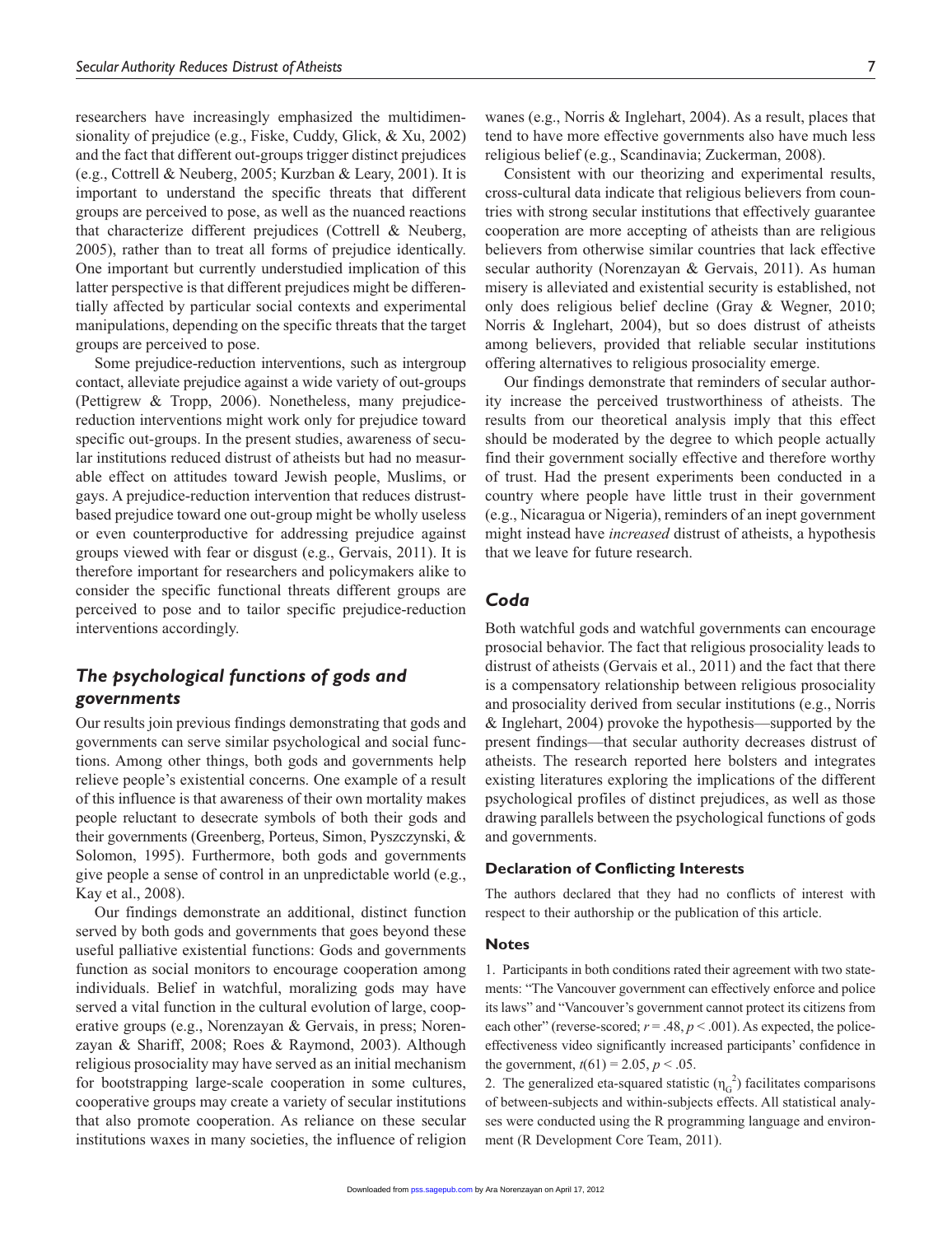researchers have increasingly emphasized the multidimensionality of prejudice (e.g., Fiske, Cuddy, Glick, & Xu, 2002) and the fact that different out-groups trigger distinct prejudices (e.g., Cottrell & Neuberg, 2005; Kurzban & Leary, 2001). It is important to understand the specific threats that different groups are perceived to pose, as well as the nuanced reactions that characterize different prejudices (Cottrell & Neuberg, 2005), rather than to treat all forms of prejudice identically. One important but currently understudied implication of this latter perspective is that different prejudices might be differentially affected by particular social contexts and experimental manipulations, depending on the specific threats that the target groups are perceived to pose.

Some prejudice-reduction interventions, such as intergroup contact, alleviate prejudice against a wide variety of out-groups (Pettigrew & Tropp, 2006). Nonetheless, many prejudice-reduction interventions might work only for prejudice toward specific out-groups. In the present studies, awareness of secular institutions reduced distrust of atheists but had no measurable effect on attitudes toward Jewish people, Muslims, or gays. A prejudice-reduction intervention that reduces distrust-based prejudice toward one out-group might be wholly useless or even counterproductive for addressing prejudice against groups viewed with fear or disgust (e.g., Gervais, 2011). It is therefore important for researchers and policymakers alike to consider the specific functional threats different groups are perceived to pose and to tailor specific prejudice-reduction interventions accordingly.

## *The psychological functions of gods and governments*

Our results join previous findings demonstrating that gods and governments can serve similar psychological and social functions. Among other things, both gods and governments help relieve people's existential concerns. One example of a result of this influence is that awareness of their own mortality makes people reluctant to desecrate symbols of both their gods and their governments (Greenberg, Porteus, Simon, Pyszczynski, & Solomon, 1995). Furthermore, both gods and governments give people a sense of control in an unpredictable world (e.g., Kay et al., 2008).

Our findings demonstrate an additional, distinct function served by both gods and governments that goes beyond these useful palliative existential functions: Gods and governments function as social monitors to encourage cooperation among individuals. Belief in watchful, moralizing gods may have served a vital function in the cultural evolution of large, cooperative groups (e.g., Norenzayan & Gervais, in press; Norenzayan & Shariff, 2008; Roes & Raymond, 2003). Although religious prosociality may have served as an initial mechanism for bootstrapping large-scale cooperation in some cultures, cooperative groups may create a variety of secular institutions that also promote cooperation. As reliance on these secular institutions waxes in many societies, the influence of religion wanes (e.g., Norris & Inglehart, 2004). As a result, places that tend to have more effective governments also have much less religious belief (e.g., Scandinavia; Zuckerman, 2008).

Consistent with our theorizing and experimental results, cross-cultural data indicate that religious believers from countries with strong secular institutions that effectively guarantee cooperation are more accepting of atheists than are religious believers from otherwise similar countries that lack effective secular authority (Norenzayan & Gervais, 2011). As human misery is alleviated and existential security is established, not only does religious belief decline (Gray & Wegner, 2010; Norris & Inglehart, 2004), but so does distrust of atheists among believers, provided that reliable secular institutions offering alternatives to religious prosociality emerge.

Our findings demonstrate that reminders of secular authority increase the perceived trustworthiness of atheists. The results from our theoretical analysis imply that this effect should be moderated by the degree to which people actually find their government socially effective and therefore worthy of trust. Had the present experiments been conducted in a country where people have little trust in their government (e.g., Nicaragua or Nigeria), reminders of an inept government might instead have *increased* distrust of atheists, a hypothesis that we leave for future research.

## *Coda*

Both watchful gods and watchful governments can encourage prosocial behavior. The fact that religious prosociality leads to distrust of atheists (Gervais et al., 2011) and the fact that there is a compensatory relationship between religious prosociality and prosociality derived from secular institutions (e.g., Norris & Inglehart, 2004) provoke the hypothesis—supported by the present findings—that secular authority decreases distrust of atheists. The research reported here bolsters and integrates existing literatures exploring the implications of the different psychological profiles of distinct prejudices, as well as those drawing parallels between the psychological functions of gods and governments.

### Declaration of Conflicting Interests

The authors declared that they had no conflicts of interest with respect to their authorship or the publication of this article.

### Notes

1. Participants in both conditions rated their agreement with two statements: "The Vancouver government can effectively enforce and police its laws" and "Vancouver's government cannot protect its citizens from each other" (reverse-scored; $r = .48$, $p < .001$). As expected, the police-effectiveness video significantly increased participants' confidence in the government, $t(61) = 2.05$, $p < .05$.

2. The generalized eta-squared statistic ($\eta_G^2$) facilitates comparisons of between-subjects and within-subjects effects. All statistical analyses were conducted using the R programming language and environment (R Development Core Team, 2011).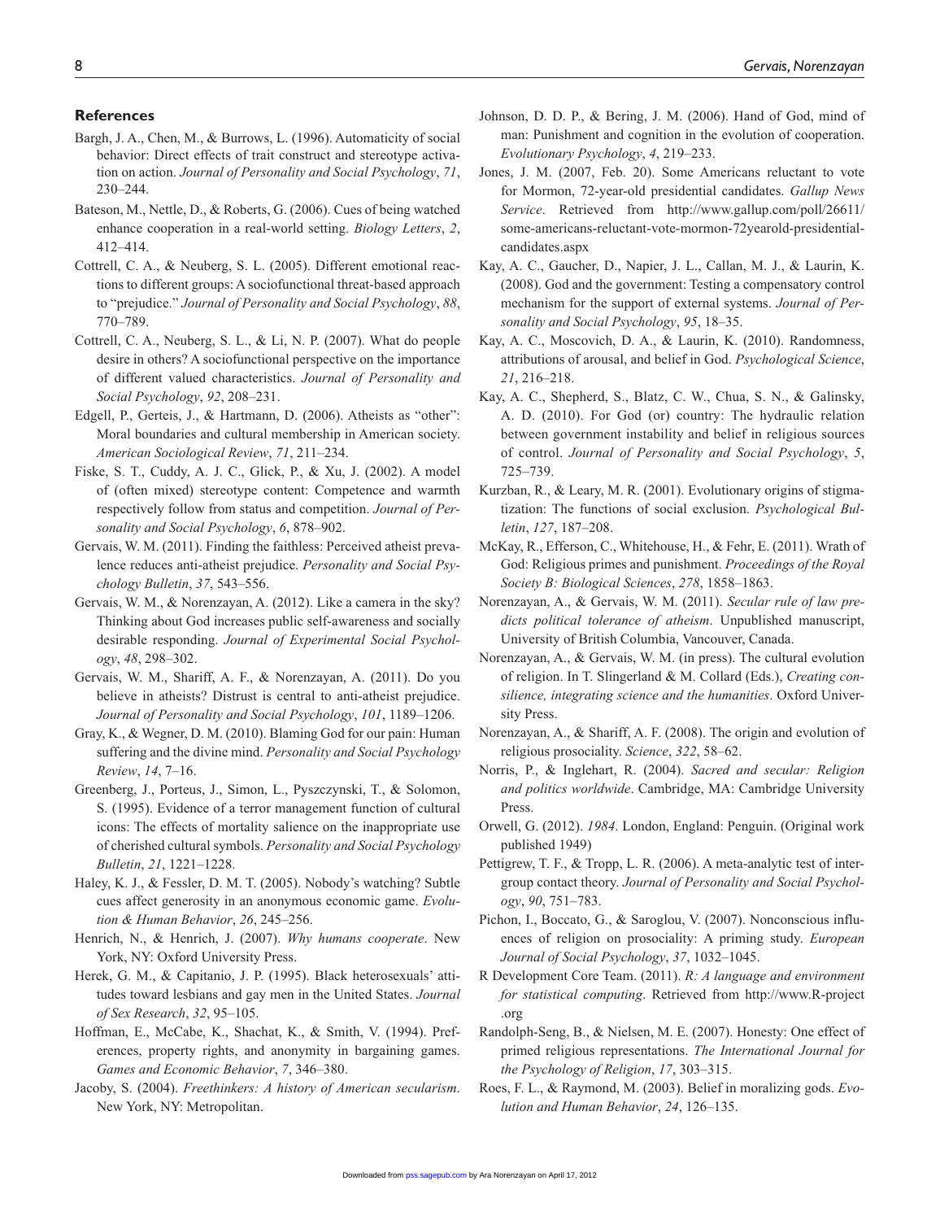## References

Bargh, J. A., Chen, M., & Burrows, L. (1996). Automaticity of social behavior: Direct effects of trait construct and stereotype activation on action. *Journal of Personality and Social Psychology*, *71*, 230–244.

Bateson, M., Nettle, D., & Roberts, G. (2006). Cues of being watched enhance cooperation in a real-world setting. *Biology Letters*, *2*, 412–414.

Cottrell, C. A., & Neuberg, S. L. (2005). Different emotional reactions to different groups: A sociofunctional threat-based approach to "prejudice." *Journal of Personality and Social Psychology*, *88*, 770–789.

Cottrell, C. A., Neuberg, S. L., & Li, N. P. (2007). What do people desire in others? A sociofunctional perspective on the importance of different valued characteristics. *Journal of Personality and Social Psychology*, *92*, 208–231.

Edgell, P., Gerteis, J., & Hartmann, D. (2006). Atheists as "other": Moral boundaries and cultural membership in American society. *American Sociological Review*, *71*, 211–234.

Fiske, S. T., Cuddy, A. J. C., Glick, P., & Xu, J. (2002). A model of (often mixed) stereotype content: Competence and warmth respectively follow from status and competition. *Journal of Personality and Social Psychology*, *6*, 878–902.

Gervais, W. M. (2011). Finding the faithless: Perceived atheist prevalence reduces anti-atheist prejudice. *Personality and Social Psychology Bulletin*, *37*, 543–556.

Gervais, W. M., & Norenzayan, A. (2012). Like a camera in the sky? Thinking about God increases public self-awareness and socially desirable responding. *Journal of Experimental Social Psychology*, *48*, 298–302.

Gervais, W. M., Shariff, A. F., & Norenzayan, A. (2011). Do you believe in atheists? Distrust is central to anti-atheist prejudice. *Journal of Personality and Social Psychology*, *101*, 1189–1206.

Gray, K., & Wegner, D. M. (2010). Blaming God for our pain: Human suffering and the divine mind. *Personality and Social Psychology Review*, *14*, 7–16.

Greenberg, J., Porteus, J., Simon, L., Pyszczynski, T., & Solomon, S. (1995). Evidence of a terror management function of cultural icons: The effects of mortality salience on the inappropriate use of cherished cultural symbols. *Personality and Social Psychology Bulletin*, *21*, 1221–1228.

Haley, K. J., & Fessler, D. M. T. (2005). Nobody's watching? Subtle cues affect generosity in an anonymous economic game. *Evolution & Human Behavior*, *26*, 245–256.

Henrich, N., & Henrich, J. (2007). *Why humans cooperate*. New York, NY: Oxford University Press.

Herek, G. M., & Capitanio, J. P. (1995). Black heterosexuals' attitudes toward lesbians and gay men in the United States. *Journal of Sex Research*, *32*, 95–105.

Hoffman, E., McCabe, K., Shachat, K., & Smith, V. (1994). Preferences, property rights, and anonymity in bargaining games. *Games and Economic Behavior*, *7*, 346–380.

Jacoby, S. (2004). *Freethinkers: A history of American secularism*. New York, NY: Metropolitan.

Johnson, D. D. P., & Bering, J. M. (2006). Hand of God, mind of man: Punishment and cognition in the evolution of cooperation. *Evolutionary Psychology*, *4*, 219–233.

Jones, J. M. (2007, Feb. 20). Some Americans reluctant to vote for Mormon, 72-year-old presidential candidates. *Gallup News Service*. Retrieved from http://www.gallup.com/poll/26611/some-americans-reluctant-vote-mormon-72yearold-presidential-candidates.aspx

Kay, A. C., Gaucher, D., Napier, J. L., Callan, M. J., & Laurin, K. (2008). God and the government: Testing a compensatory control mechanism for the support of external systems. *Journal of Personality and Social Psychology*, *95*, 18–35.

Kay, A. C., Moscovich, D. A., & Laurin, K. (2010). Randomness, attributions of arousal, and belief in God. *Psychological Science*, *21*, 216–218.

Kay, A. C., Shepherd, S., Blatz, C. W., Chua, S. N., & Galinsky, A. D. (2010). For God (or) country: The hydraulic relation between government instability and belief in religious sources of control. *Journal of Personality and Social Psychology*, *5*, 725–739.

Kurzban, R., & Leary, M. R. (2001). Evolutionary origins of stigmatization: The functions of social exclusion. *Psychological Bulletin*, *127*, 187–208.

McKay, R., Efferson, C., Whitehouse, H., & Fehr, E. (2011). Wrath of God: Religious primes and punishment. *Proceedings of the Royal Society B: Biological Sciences*, *278*, 1858–1863.

Norenzayan, A., & Gervais, W. M. (2011). *Secular rule of law predicts political tolerance of atheism*. Unpublished manuscript, University of British Columbia, Vancouver, Canada.

Norenzayan, A., & Gervais, W. M. (in press). The cultural evolution of religion. In T. Slingerland & M. Collard (Eds.), *Creating consilience, integrating science and the humanities*. Oxford University Press.

Norenzayan, A., & Shariff, A. F. (2008). The origin and evolution of religious prosociality. *Science*, *322*, 58–62.

Norris, P., & Inglehart, R. (2004). *Sacred and secular: Religion and politics worldwide*. Cambridge, MA: Cambridge University Press.

Orwell, G. (2012). *1984*. London, England: Penguin. (Original work published 1949)

Pettigrew, T. F., & Tropp, L. R. (2006). A meta-analytic test of intergroup contact theory. *Journal of Personality and Social Psychology*, *90*, 751–783.

Pichon, I., Boccato, G., & Saroglou, V. (2007). Nonconscious influences of religion on prosociality: A priming study. *European Journal of Social Psychology*, *37*, 1032–1045.

R Development Core Team. (2011). *R: A language and environment for statistical computing*. Retrieved from http://www.R-project.org

Randolph-Seng, B., & Nielsen, M. E. (2007). Honesty: One effect of primed religious representations. *The International Journal for the Psychology of Religion*, *17*, 303–315.

Roes, F. L., & Raymond, M. (2003). Belief in moralizing gods. *Evolution and Human Behavior*, *24*, 126–135.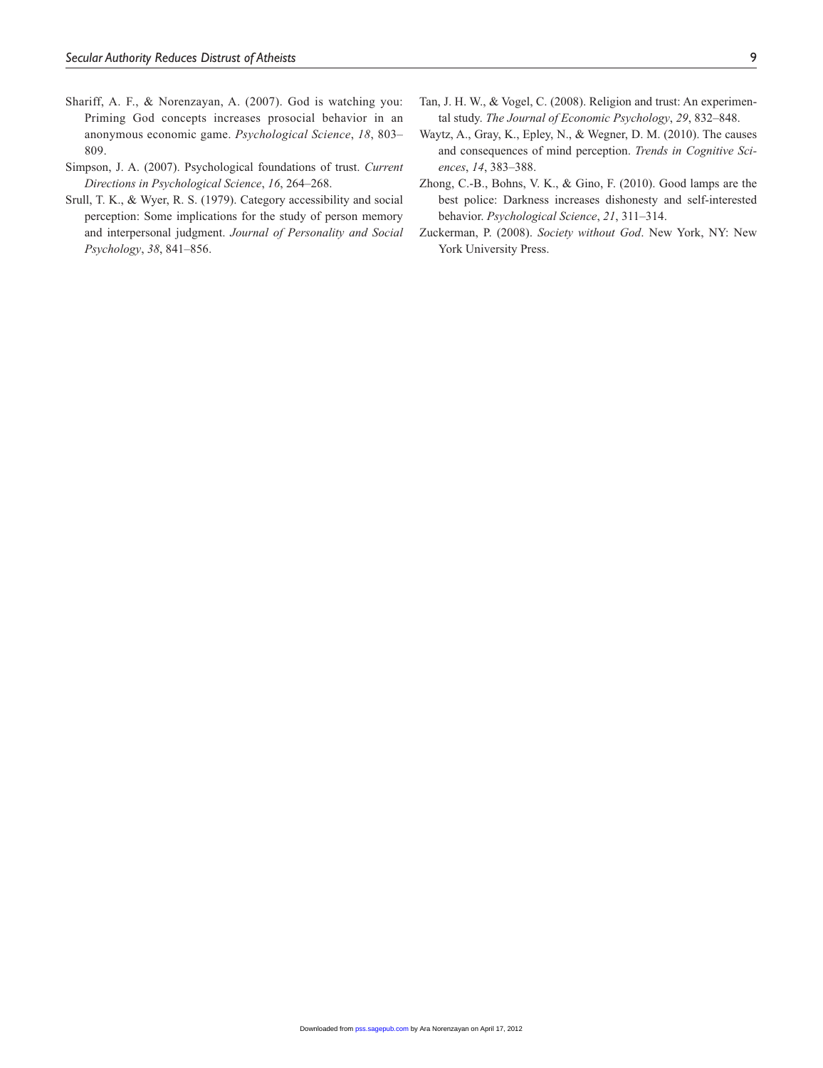Shariff, A. F., & Norenzayan, A. (2007). God is watching you: Priming God concepts increases prosocial behavior in an anonymous economic game. *Psychological Science*, *18*, 803–809.

Simpson, J. A. (2007). Psychological foundations of trust. *Current Directions in Psychological Science*, *16*, 264–268.

Srull, T. K., & Wyer, R. S. (1979). Category accessibility and social perception: Some implications for the study of person memory and interpersonal judgment. *Journal of Personality and Social Psychology*, *38*, 841–856.

Tan, J. H. W., & Vogel, C. (2008). Religion and trust: An experimental study. *The Journal of Economic Psychology*, *29*, 832–848.

Waytz, A., Gray, K., Epley, N., & Wegner, D. M. (2010). The causes and consequences of mind perception. *Trends in Cognitive Sciences*, *14*, 383–388.

Zhong, C.-B., Bohns, V. K., & Gino, F. (2010). Good lamps are the best police: Darkness increases dishonesty and self-interested behavior. *Psychological Science*, *21*, 311–314.

Zuckerman, P. (2008). *Society without God*. New York, NY: New York University Press.